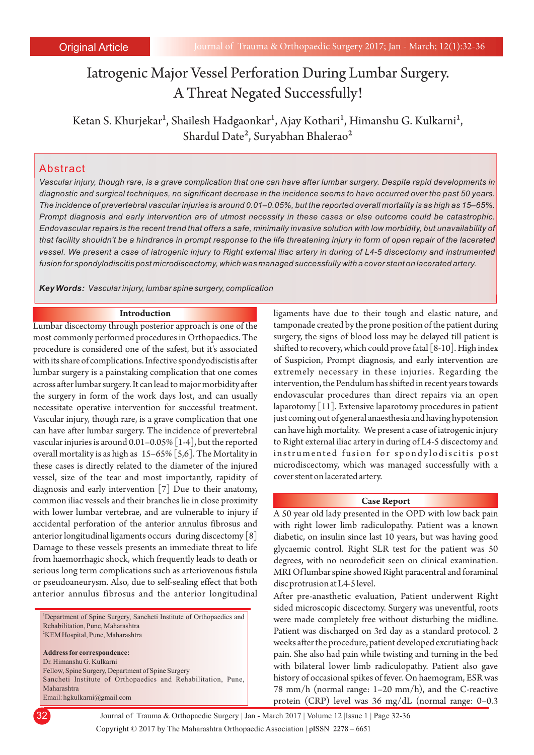Original Article

# Iatrogenic Major Vessel Perforation During Lumbar Surgery. A Threat Negated Successfully!

Ketan S. Khurjekar[1], Shailesh Hadgaonkar[1], Ajay Kothari[1], Himanshu G. Kulkarni[1], Shardul Date[2], Suryabhan Bhalerao[2]

## Abstract

*Vascular injury, though rare, is a grave complication that one can have after lumbar surgery. Despite rapid developments in diagnostic and surgical techniques, no significant decrease in the incidence seems to have occurred over the past 50 years. The incidence of prevertebral vascular injuries is around 0.01–0.05%, but the reported overall mortality is as high as 15–65%. Prompt diagnosis and early intervention are of utmost necessity in these cases or else outcome could be catastrophic. Endovascular repairs is the recent trend that offers a safe, minimally invasive solution with low morbidity, but unavailability of that facility shouldn't be a hindrance in prompt response to the life threatening injury in form of open repair of the lacerated vessel. We present a case of iatrogenic injury to Right external iliac artery in during of L4-5 discectomy and instrumented fusion for spondylodiscitis post microdiscectomy, which was managed successfully with a cover stent on lacerated artery.*

**Key Words:** *Vascular injury, lumbar spine surgery, complication*

## Introduction

Lumbar discectomy through posterior approach is one of the most commonly performed procedures in Orthopaedics. The procedure is considered one of the safest, but it's associated with its share of complications. Infective spondyodiscistis after lumbar surgery is a painstaking complication that one comes across after lumbar surgery. It can lead to major morbidity after the surgery in form of the work days lost, and can usually necessitate operative intervention for successful treatment. Vascular injury, though rare, is a grave complication that one can have after lumbar surgery. The incidence of prevertebral vascular injuries is around 0.01–0.05% [1-4], but the reported overall mortality is as high as 15–65% [5,6]. The Mortality in these cases is directly related to the diameter of the injured vessel, size of the tear and most importantly, rapidity of diagnosis and early intervention [7] Due to their anatomy, common iliac vessels and their branches lie in close proximity with lower lumbar vertebrae, and are vulnerable to injury if accidental perforation of the anterior annulus fibrous and anterior longitudinal ligaments occurs during discectomy [8] Damage to these vessels presents an immediate threat to life from haemorrhagic shock, which frequently leads to death or serious long term complications such as arteriovenous fistula or pseudoaneurysm. Also, due to self-sealing effect that both anterior annulus fibrous and the anterior longitudinal ligaments have due to their tough and elastic nature, and tamponade created by the prone position of the patient during surgery, the signs of blood loss may be delayed till patient is shifted to recovery, which could prove fatal [8-10]. High index of Suspicion, Prompt diagnosis, and early intervention are extremely necessary in these injuries. Regarding the intervention, the Pendulum has shifted in recent years towards endovascular procedures than direct repairs via an open laparotomy [11]. Extensive laparotomy procedures in patient just coming out of general anaesthesia and having hypotension can have high mortality. We present a case of iatrogenic injury to Right external iliac artery in during of L4-5 discectomy and instrumented fusion for spondylodiscitis post microdiscectomy, which was managed successfully with a cover stent on lacerated artery.

## Case Report

A 50 year old lady presented in the OPD with low back pain with right lower limb radiculopathy. Patient was a known diabetic, on insulin since last 10 years, but was having good glycaemic control. Right SLR test for the patient was 50 degrees, with no neurodeficit seen on clinical examination. MRI Of lumbar spine showed Right paracentral and foraminal disc protrusion at L4-5 level.

After pre-anasthetic evaluation, Patient underwent Right sided microscopic discectomy. Surgery was uneventful, roots were made completely free without disturbing the midline. Patient was discharged on 3rd day as a standard protocol. 2 weeks after the procedure, patient developed excrutiating back pain. She also had pain while twisting and turning in the bed with bilateral lower limb radiculopathy. Patient also gave history of occasional spikes of fever. On haemogram, ESR was 78 mm/h (normal range: 1–20 mm/h), and the C-reactive protein (CRP) level was 36 mg/dL (normal range: 0–0.3

---

[1]Department of Spine Surgery, Sancheti Institute of Orthopaedics and Rehabilitation, Pune, Maharashtra
[2]KEM Hospital, Pune, Maharashtra

**Address for correspondence:**
Dr. Himanshu G. Kulkarni
Fellow, Spine Surgery, Department of Spine Surgery
Sancheti Institute of Orthopaedics and Rehabilitation, Pune, Maharashtra
Email: hgkulkarni@gmail.com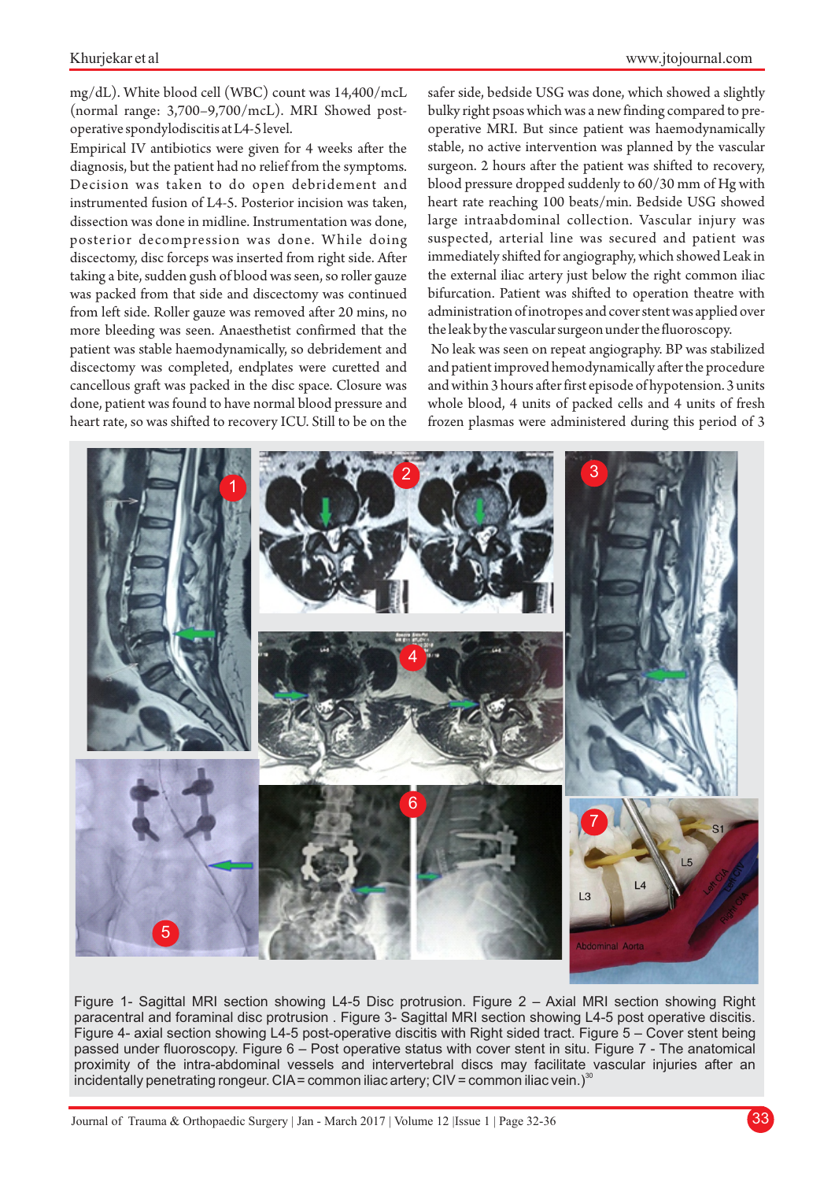mg/dL). White blood cell (WBC) count was 14,400/mcL (normal range: 3,700–9,700/mcL). MRI Showed post-operative spondylodiscitis at L4-5 level.

Empirical IV antibiotics were given for 4 weeks after the diagnosis, but the patient had no relief from the symptoms. Decision was taken to do open debridement and instrumented fusion of L4-5. Posterior incision was taken, dissection was done in midline. Instrumentation was done, posterior decompression was done. While doing discectomy, disc forceps was inserted from right side. After taking a bite, sudden gush of blood was seen, so roller gauze was packed from that side and discectomy was continued from left side. Roller gauze was removed after 20 mins, no more bleeding was seen. Anaesthetist confirmed that the patient was stable haemodynamically, so debridement and discectomy was completed, endplates were curetted and cancellous graft was packed in the disc space. Closure was done, patient was found to have normal blood pressure and heart rate, so was shifted to recovery ICU. Still to be on the safer side, bedside USG was done, which showed a slightly bulky right psoas which was a new finding compared to pre-operative MRI. But since patient was haemodynamically stable, no active intervention was planned by the vascular surgeon. 2 hours after the patient was shifted to recovery, blood pressure dropped suddenly to 60/30 mm of Hg with heart rate reaching 100 beats/min. Bedside USG showed large intraabdominal collection. Vascular injury was suspected, arterial line was secured and patient was immediately shifted for angiography, which showed Leak in the external iliac artery just below the right common iliac bifurcation. Patient was shifted to operation theatre with administration of inotropes and cover stent was applied over the leak by the vascular surgeon under the fluoroscopy.

No leak was seen on repeat angiography. BP was stabilized and patient improved hemodynamically after the procedure and within 3 hours after first episode of hypotension. 3 units whole blood, 4 units of packed cells and 4 units of fresh frozen plasmas were administered during this period of 3

Figure 1- Sagittal MRI section showing L4-5 Disc protrusion. Figure 2 – Axial MRI section showing Right paracentral and foraminal disc protrusion . Figure 3- Sagittal MRI section showing L4-5 post operative discitis. Figure 4- axial section showing L4-5 post-operative discitis with Right sided tract. Figure 5 – Cover stent being passed under fluoroscopy. Figure 6 – Post operative status with cover stent in situ. Figure 7 - The anatomical proximity of the intra-abdominal vessels and intervertebral discs may facilitate vascular injuries after an incidentally penetrating rongeur. CIA = common iliac artery; CIV = common iliac vein.)[30]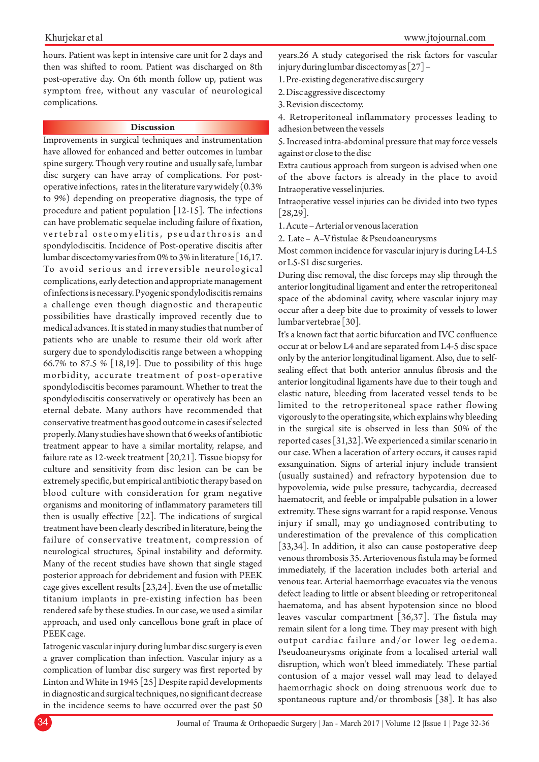hours. Patient was kept in intensive care unit for 2 days and then was shifted to room. Patient was discharged on 8th post-operative day. On 6th month follow up, patient was symptom free, without any vascular of neurological complications.

## Discussion

Improvements in surgical techniques and instrumentation have allowed for enhanced and better outcomes in lumbar spine surgery. Though very routine and usually safe, lumbar disc surgery can have array of complications. For post-operative infections, rates in the literature vary widely (0.3% to 9%) depending on preoperative diagnosis, the type of procedure and patient population [12-15]. The infections can have problematic sequelae including failure of fixation, vertebral osteomyelitis, pseudarthrosis and spondylodiscitis. Incidence of Post-operative discitis after lumbar discectomy varies from 0% to 3% in literature [16,17. To avoid serious and irreversible neurological complications, early detection and appropriate management of infections is necessary. Pyogenic spondylodiscitis remains a challenge even though diagnostic and therapeutic possibilities have drastically improved recently due to medical advances. It is stated in many studies that number of patients who are unable to resume their old work after surgery due to spondylodiscitis range between a whopping 66.7% to 87.5 % [18,19]. Due to possibility of this huge morbidity, accurate treatment of post-operative spondylodiscitis becomes paramount. Whether to treat the spondylodiscitis conservatively or operatively has been an eternal debate. Many authors have recommended that conservative treatment has good outcome in cases if selected properly. Many studies have shown that 6 weeks of antibiotic treatment appear to have a similar mortality, relapse, and failure rate as 12-week treatment [20,21]. Tissue biopsy for culture and sensitivity from disc lesion can be can be extremely specific, but empirical antibiotic therapy based on blood culture with consideration for gram negative organisms and monitoring of inflammatory parameters till then is usually effective [22]. The indications of surgical treatment have been clearly described in literature, being the failure of conservative treatment, compression of neurological structures, Spinal instability and deformity. Many of the recent studies have shown that single staged posterior approach for debridement and fusion with PEEK cage gives excellent results [23,24]. Even the use of metallic titanium implants in pre-existing infection has been rendered safe by these studies. In our case, we used a similar approach, and used only cancellous bone graft in place of PEEK cage.

Iatrogenic vascular injury during lumbar disc surgery is even a graver complication than infection. Vascular injury as a complication of lumbar disc surgery was first reported by Linton and White in 1945 [25] Despite rapid developments in diagnostic and surgical techniques, no significant decrease in the incidence seems to have occurred over the past 50 years.26 A study categorised the risk factors for vascular injury during lumbar discectomy as [27] –

1. Pre-existing degenerative disc surgery
2. Disc aggressive discectomy
3. Revision discectomy.
4. Retroperitoneal inflammatory processes leading to adhesion between the vessels
5. Increased intra-abdominal pressure that may force vessels against or close to the disc

Extra cautious approach from surgeon is advised when one of the above factors is already in the place to avoid Intraoperative vessel injuries.

Intraoperative vessel injuries can be divided into two types [28,29].

1. Acute – Arterial or venous laceration
2. Late – A–V fistulae & Pseudoaneurysms

Most common incidence for vascular injury is during L4-L5 or L5-S1 disc surgeries.

During disc removal, the disc forceps may slip through the anterior longitudinal ligament and enter the retroperitoneal space of the abdominal cavity, where vascular injury may occur after a deep bite due to proximity of vessels to lower lumbar vertebrae [30].

It's a known fact that aortic bifurcation and IVC confluence occur at or below L4 and are separated from L4-5 disc space only by the anterior longitudinal ligament. Also, due to self-sealing effect that both anterior annulus fibrosis and the anterior longitudinal ligaments have due to their tough and elastic nature, bleeding from lacerated vessel tends to be limited to the retroperitoneal space rather flowing vigorously to the operating site, which explains why bleeding in the surgical site is observed in less than 50% of the reported cases [31,32]. We experienced a similar scenario in our case. When a laceration of artery occurs, it causes rapid exsanguination. Signs of arterial injury include transient (usually sustained) and refractory hypotension due to hypovolemia, wide pulse pressure, tachycardia, decreased haematocrit, and feeble or impalpable pulsation in a lower extremity. These signs warrant for a rapid response. Venous injury if small, may go undiagnosed contributing to underestimation of the prevalence of this complication [33,34]. In addition, it also can cause postoperative deep venous thrombosis 35. Arteriovenous fistula may be formed immediately, if the laceration includes both arterial and venous tear. Arterial haemorrhage evacuates via the venous defect leading to little or absent bleeding or retroperitoneal haematoma, and has absent hypotension since no blood leaves vascular compartment [36,37]. The fistula may remain silent for a long time. They may present with high output cardiac failure and/or lower leg oedema. Pseudoaneurysms originate from a localised arterial wall disruption, which won't bleed immediately. These partial contusion of a major vessel wall may lead to delayed haemorrhagic shock on doing strenuous work due to spontaneous rupture and/or thrombosis [38]. It has also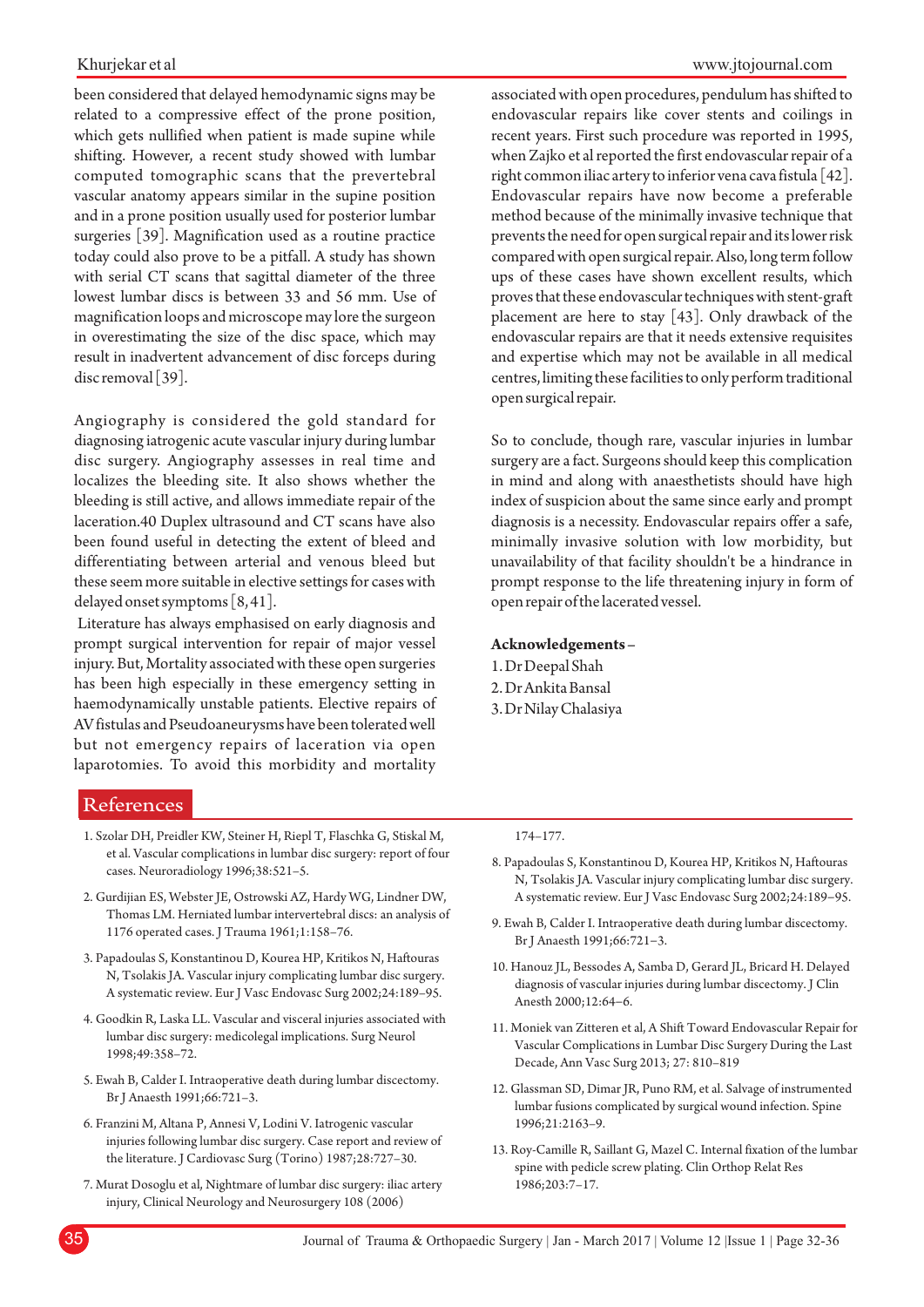been considered that delayed hemodynamic signs may be related to a compressive effect of the prone position, which gets nullified when patient is made supine while shifting. However, a recent study showed with lumbar computed tomographic scans that the prevertebral vascular anatomy appears similar in the supine position and in a prone position usually used for posterior lumbar surgeries [39]. Magnification used as a routine practice today could also prove to be a pitfall. A study has shown with serial CT scans that sagittal diameter of the three lowest lumbar discs is between 33 and 56 mm. Use of magnification loops and microscope may lore the surgeon in overestimating the size of the disc space, which may result in inadvertent advancement of disc forceps during disc removal [39].

Angiography is considered the gold standard for diagnosing iatrogenic acute vascular injury during lumbar disc surgery. Angiography assesses in real time and localizes the bleeding site. It also shows whether the bleeding is still active, and allows immediate repair of the laceration.40 Duplex ultrasound and CT scans have also been found useful in detecting the extent of bleed and differentiating between arterial and venous bleed but these seem more suitable in elective settings for cases with delayed onset symptoms [8, 41].

Literature has always emphasised on early diagnosis and prompt surgical intervention for repair of major vessel injury. But, Mortality associated with these open surgeries has been high especially in these emergency setting in haemodynamically unstable patients. Elective repairs of AV fistulas and Pseudoaneurysms have been tolerated well but not emergency repairs of laceration via open laparotomies. To avoid this morbidity and mortality associated with open procedures, pendulum has shifted to endovascular repairs like cover stents and coilings in recent years. First such procedure was reported in 1995, when Zajko et al reported the first endovascular repair of a right common iliac artery to inferior vena cava fistula [42]. Endovascular repairs have now become a preferable method because of the minimally invasive technique that prevents the need for open surgical repair and its lower risk compared with open surgical repair. Also, long term follow ups of these cases have shown excellent results, which proves that these endovascular techniques with stent-graft placement are here to stay [43]. Only drawback of the endovascular repairs are that it needs extensive requisites and expertise which may not be available in all medical centres, limiting these facilities to only perform traditional open surgical repair.

So to conclude, though rare, vascular injuries in lumbar surgery are a fact. Surgeons should keep this complication in mind and along with anaesthetists should have high index of suspicion about the same since early and prompt diagnosis is a necessity. Endovascular repairs offer a safe, minimally invasive solution with low morbidity, but unavailability of that facility shouldn't be a hindrance in prompt response to the life threatening injury in form of open repair of the lacerated vessel.

**Acknowledgements –**

1. Dr Deepal Shah
2. Dr Ankita Bansal
3. Dr Nilay Chalasiya

## References

1. Szolar DH, Preidler KW, Steiner H, Riepl T, Flaschka G, Stiskal M, et al. Vascular complications in lumbar disc surgery: report of four cases. Neuroradiology 1996;38:521–5.
2. Gurdijian ES, Webster JE, Ostrowski AZ, Hardy WG, Lindner DW, Thomas LM. Herniated lumbar intervertebral discs: an analysis of 1176 operated cases. J Trauma 1961;1:158–76.
3. Papadoulas S, Konstantinou D, Kourea HP, Kritikos N, Haftouras N, Tsolakis JA. Vascular injury complicating lumbar disc surgery. A systematic review. Eur J Vasc Endovasc Surg 2002;24:189–95.
4. Goodkin R, Laska LL. Vascular and visceral injuries associated with lumbar disc surgery: medicolegal implications. Surg Neurol 1998;49:358–72.
5. Ewah B, Calder I. Intraoperative death during lumbar discectomy. Br J Anaesth 1991;66:721–3.
6. Franzini M, Altana P, Annesi V, Lodini V. Iatrogenic vascular injuries following lumbar disc surgery. Case report and review of the literature. J Cardiovasc Surg (Torino) 1987;28:727–30.
7. Murat Dosoglu et al, Nightmare of lumbar disc surgery: iliac artery injury, Clinical Neurology and Neurosurgery 108 (2006) 174–177.
8. Papadoulas S, Konstantinou D, Kourea HP, Kritikos N, Haftouras N, Tsolakis JA. Vascular injury complicating lumbar disc surgery. A systematic review. Eur J Vasc Endovasc Surg 2002;24:189–95.
9. Ewah B, Calder I. Intraoperative death during lumbar discectomy. Br J Anaesth 1991;66:721–3.
10. Hanouz JL, Bessodes A, Samba D, Gerard JL, Bricard H. Delayed diagnosis of vascular injuries during lumbar discectomy. J Clin Anesth 2000;12:64–6.
11. Moniek van Zitteren et al, A Shift Toward Endovascular Repair for Vascular Complications in Lumbar Disc Surgery During the Last Decade, Ann Vasc Surg 2013; 27: 810–819
12. Glassman SD, Dimar JR, Puno RM, et al. Salvage of instrumented lumbar fusions complicated by surgical wound infection. Spine 1996;21:2163–9.
13. Roy-Camille R, Saillant G, Mazel C. Internal fixation of the lumbar spine with pedicle screw plating. Clin Orthop Relat Res 1986;203:7–17.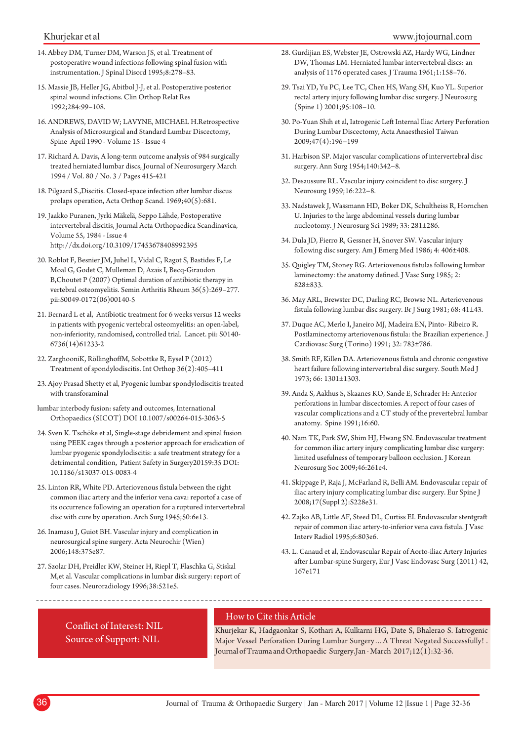14. Abbey DM, Turner DM, Warson JS, et al. Treatment of postoperative wound infections following spinal fusion with instrumentation. J Spinal Disord 1995;8:278–83.

15. Massie JB, Heller JG, Abitbol J-J, et al. Postoperative posterior spinal wound infections. Clin Orthop Relat Res 1992;284:99–108.

16. ANDREWS, DAVID W; LAVYNE, MICHAEL H.Retrospective Analysis of Microsurgical and Standard Lumbar Discectomy, Spine April 1990 - Volume 15 - Issue 4

17. Richard A. Davis, A long-term outcome analysis of 984 surgically treated herniated lumbar discs, Journal of Neurosurgery March 1994 / Vol. 80 / No. 3 / Pages 415-421

18. Pilgaard S.,Discitis. Closed-space infection after lumbar discus prolaps operation, Acta Orthop Scand. 1969;40(5):681.

19. Jaakko Puranen, Jyrki Mäkelä, Seppo Lähde, Postoperative intervertebral discitis, Journal Acta Orthopaedica Scandinavica, Volume 55, 1984 - Issue 4 http://dx.doi.org/10.3109/17453678408992395

20. Roblot F, Besnier JM, Juhel L, Vidal C, Ragot S, Bastides F, Le Moal G, Godet C, Mulleman D, Azais I, Becq-Giraudon B,Choutet P (2007) Optimal duration of antibiotic therapy in vertebral osteomyelitis. Semin Arthritis Rheum 36(5):269–277. pii:S0049-0172(06)00140-5

21. Bernard L et al, Antibiotic treatment for 6 weeks versus 12 weeks in patients with pyogenic vertebral osteomyelitis: an open-label, non-inferiority, randomised, controlled trial. Lancet. pii: S0140-6736(14)61233-2

22. ZarghooniK, RöllinghoffM, Sobottke R, Eysel P (2012) Treatment of spondylodiscitis. Int Orthop 36(2):405–411

23. Ajoy Prasad Shetty et al, Pyogenic lumbar spondylodiscitis treated with transforaminal lumbar interbody fusion: safety and outcomes, International Orthopaedics (SICOT) DOI 10.1007/s00264-015-3063-5

24. Sven K. Tschöke et al, Single-stage debridement and spinal fusion using PEEK cages through a posterior approach for eradication of lumbar pyogenic spondylodiscitis: a safe treatment strategy for a detrimental condition, Patient Safety in Surgery20159:35 DOI: 10.1186/s13037-015-0083-4

25. Linton RR, White PD. Arteriovenous fistula between the right common iliac artery and the inferior vena cava: reportof a case of its occurrence following an operation for a ruptured intervertebral disc with cure by operation. Arch Surg 1945;50:6e13.

26. Inamasu J, Guiot BH. Vascular injury and complication in neurosurgical spine surgery. Acta Neurochir (Wien) 2006;148:375e87.

27. Szolar DH, Preidler KW, Steiner H, Riepl T, Flaschka G, Stiskal M,et al. Vascular complications in lumbar disk surgery: report of four cases. Neuroradiology 1996;38:521e5.

28. Gurdijian ES, Webster JE, Ostrowski AZ, Hardy WG, Lindner DW, Thomas LM. Herniated lumbar intervertebral discs: an analysis of 1176 operated cases. J Trauma 1961;1:158–76.

29. Tsai YD, Yu PC, Lee TC, Chen HS, Wang SH, Kuo YL. Superior rectal artery injury following lumbar disc surgery. J Neurosurg (Spine 1) 2001;95:108–10.

30. Po-Yuan Shih et al, Iatrogenic Left Internal Iliac Artery Perforation During Lumbar Discectomy, Acta Anaesthesiol Taiwan 2009;47(4):196–199

31. Harbison SP. Major vascular complications of intervertebral disc surgery. Ann Surg 1954;140:342–8.

32. Desaussure RL. Vascular injury coincident to disc surgery. J Neurosurg 1959;16:222–8.

33. Nadstawek J, Wassmann HD, Boker DK, Schultheiss R, Hornchen U. Injuries to the large abdominal vessels during lumbar nucleotomy. J Neurosurg Sci 1989; 33: 281±286.

34. Dula JD, Fierro R, Gessner H, Snover SW. Vascular injury following disc surgery. Am J Emerg Med 1986; 4: 406±408.

35. Quigley TM, Stoney RG. Arteriovenous fistulas following lumbar laminectomy: the anatomy defined. J Vasc Surg 1985; 2: 828±833.

36. May ARL, Brewster DC, Darling RC, Browse NL. Arteriovenous fistula following lumbar disc surgery. Br J Surg 1981; 68: 41±43.

37. Duque AC, Merlo I, Janeiro MJ, Madeira EN, Pinto- Ribeiro R. Postlaminectomy arteriovenous fistula: the Brazilian experience. J Cardiovasc Surg (Torino) 1991; 32: 783±786.

38. Smith RF, Killen DA. Arteriovenous fistula and chronic congestive heart failure following intervertebral disc surgery. South Med J 1973; 66: 1301±1303.

39. Anda S, Aakhus S, Skaanes KO, Sande E, Schrader H: Anterior perforations in lumbar discectomies. A report of four cases of vascular complications and a CT study of the prevertebral lumbar anatomy. Spine 1991;16:60.

40. Nam TK, Park SW, Shim HJ, Hwang SN. Endovascular treatment for common iliac artery injury complicating lumbar disc surgery: limited usefulness of temporary balloon occlusion. J Korean Neurosurg Soc 2009;46:261e4.

41. Skippage P, Raja J, McFarland R, Belli AM. Endovascular repair of iliac artery injury complicating lumbar disc surgery. Eur Spine J 2008;17(Suppl 2):S228e31.

42. Zajko AB, Little AF, Steed DL, Curtiss EI. Endovascular stentgraft repair of common iliac artery-to-inferior vena cava fistula. J Vasc Interv Radiol 1995;6:803e6.

43. L. Canaud et al, Endovascular Repair of Aorto-iliac Artery Injuries after Lumbar-spine Surgery, Eur J Vasc Endovasc Surg (2011) 42, 167e171

Conflict of Interest: NIL
Source of Support: NIL

**How to Cite this Article**

Khurjekar K, Hadgaonkar S, Kothari A, Kulkarni HG, Date S, Bhalerao S. Iatrogenic Major Vessel Perforation During Lumbar Surgery…A Threat Negated Successfully! . Journal of Trauma and Orthopaedic Surgery.Jan - March 2017;12(1):32-36.